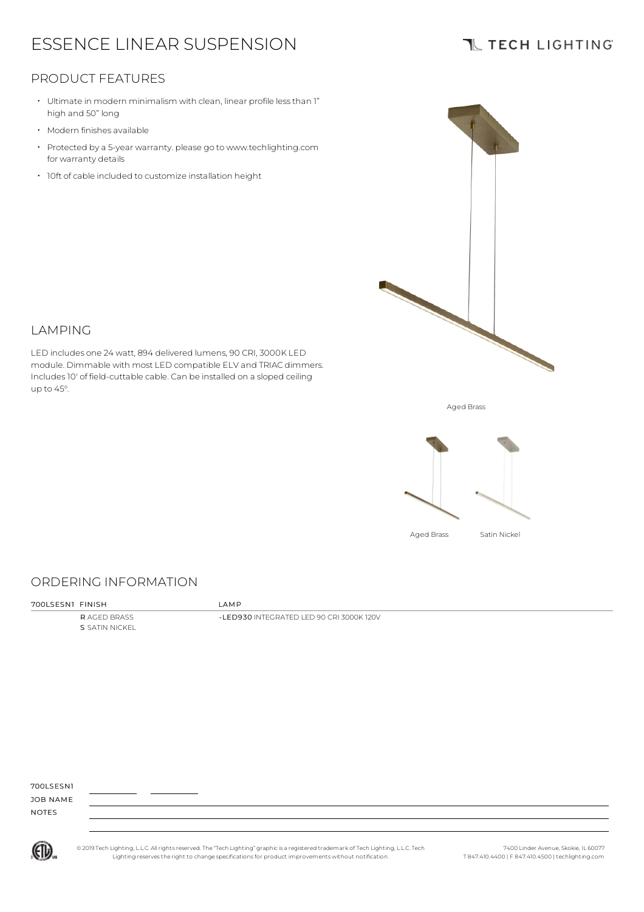# ESSENCE LINEAR SUSPENSION

TECH LIGHTING

## PRODUCT FEATURES

- Ultimate in modern minimalism with clean, linear profile less than 1" high and 50" long
- Modern finishes available
- Protected by a 5-year warranty. please go to www.techlighting.com for warranty details
- 10ft of cable included to customize installation height

## LAMPING

LED includes one 24 watt, 894 delivered lumens, 90 CRI, 3000K LED module. Dimmable with most LED compatible ELV and TRIAC dimmers. Includes 10' of field-cuttable cable. Can be installed on a sloped ceiling up to 45°.

Aged Brass

Aged Brass    Satin Nickel

## ORDERING INFORMATION

| 700LSESN1 | FINISH | LAMP |
|---|---|---|
| | **R** AGED BRASS | **-LED930** INTEGRATED LED 90 CRI 3000K 120V |
| | **S** SATIN NICKEL | |

700LSESN1 \_\_\_\_\_\_\_\_ \_\_\_\_\_\_\_\_

JOB NAME

NOTES

© 2019 Tech Lighting, L.L.C. All rights reserved. The "Tech Lighting" graphic is a registered trademark of Tech Lighting, L.L.C. Tech Lighting reserves the right to change specifications for product improvements without notification.

7400 Linder Avenue, Skokie, IL 60077
T 847.410.4400 | F 847.410.4500 | techlighting.com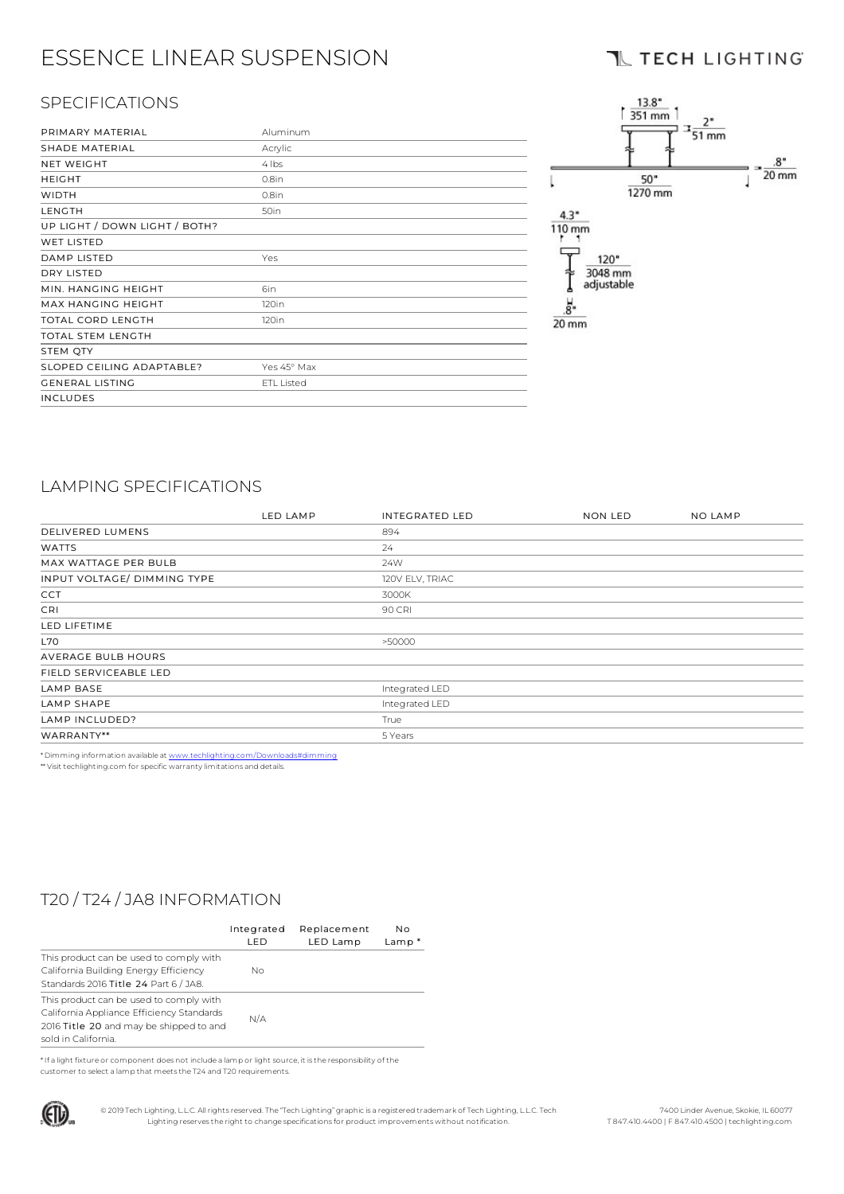# ESSENCE LINEAR SUSPENSION

TECH LIGHTING

## SPECIFICATIONS

| | |
|---|---|
| PRIMARY MATERIAL | Aluminum |
| SHADE MATERIAL | Acrylic |
| NET WEIGHT | 4 lbs |
| HEIGHT | 0.8in |
| WIDTH | 0.8in |
| LENGTH | 50in |
| UP LIGHT / DOWN LIGHT / BOTH? | |
| WET LISTED | |
| DAMP LISTED | Yes |
| DRY LISTED | |
| MIN. HANGING HEIGHT | 6in |
| MAX HANGING HEIGHT | 120in |
| TOTAL CORD LENGTH | 120in |
| TOTAL STEM LENGTH | |
| STEM QTY | |
| SLOPED CEILING ADAPTABLE? | Yes 45° Max |
| GENERAL LISTING | ETL Listed |
| INCLUDES | |

13.8"
351 mm
2"
51 mm
.8"
20 mm
50"
1270 mm
4.3"
110 mm
120"
3048 mm
adjustable
.8"
20 mm

## LAMPING SPECIFICATIONS

| | LED LAMP | INTEGRATED LED | NON LED | NO LAMP |
|---|---|---|---|---|
| DELIVERED LUMENS | | 894 | | |
| WATTS | | 24 | | |
| MAX WATTAGE PER BULB | | 24W | | |
| INPUT VOLTAGE/ DIMMING TYPE | | 120V ELV, TRIAC | | |
| CCT | | 3000K | | |
| CRI | | 90 CRI | | |
| LED LIFETIME | | | | |
| L70 | | >50000 | | |
| AVERAGE BULB HOURS | | | | |
| FIELD SERVICEABLE LED | | | | |
| LAMP BASE | | Integrated LED | | |
| LAMP SHAPE | | Integrated LED | | |
| LAMP INCLUDED? | | True | | |
| WARRANTY** | | 5 Years | | |

* Dimming information available at www.techlighting.com/Downloads#dimming
** Visit techlighting.com for specific warranty limitations and details.

## T20 / T24 / JA8 INFORMATION

| | Integrated LED | Replacement LED Lamp | No Lamp * |
|---|---|---|---|
| This product can be used to comply with California Building Energy Efficiency Standards 2016 Title 24 Part 6 / JA8. | No | | |
| This product can be used to comply with California Appliance Efficiency Standards 2016 Title 20 and may be shipped to and sold in California. | N/A | | |

* If a light fixture or component does not include a lamp or light source, it is the responsibility of the customer to select a lamp that meets the T24 and T20 requirements.

© 2019 Tech Lighting, L.L.C. All rights reserved. The "Tech Lighting" graphic is a registered trademark of Tech Lighting, L.L.C. Tech Lighting reserves the right to change specifications for product improvements without notification.

7400 Linder Avenue, Skokie, IL 60077
T 847.410.4400 | F 847.410.4500 | techlighting.com